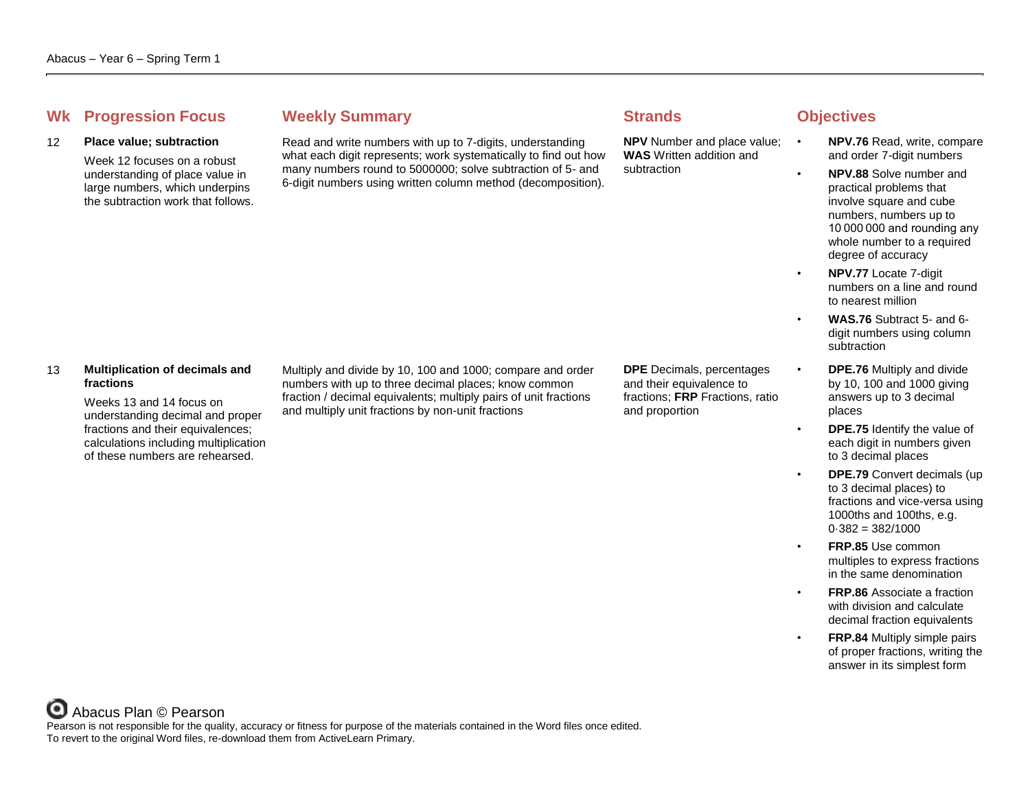Abacus – Year 6 – Spring Term 1

| Wk | Progression Focus | Weekly Summary | Strands | Objectives |
| --- | --- | --- | --- | --- |
| 12 | **Place value; subtraction**<br><br>Week 12 focuses on a robust understanding of place value in large numbers, which underpins the subtraction work that follows. | Read and write numbers with up to 7-digits, understanding what each digit represents; work systematically to find out how many numbers round to 5000000; solve subtraction of 5- and 6-digit numbers using written column method (decomposition). | **NPV** Number and place value; **WAS** Written addition and subtraction | • **NPV.76** Read, write, compare and order 7-digit numbers<br>• **NPV.88** Solve number and practical problems that involve square and cube numbers, numbers up to 10 000 000 and rounding any whole number to a required degree of accuracy<br>• **NPV.77** Locate 7-digit numbers on a line and round to nearest million<br>• **WAS.76** Subtract 5- and 6-digit numbers using column subtraction |
| 13 | **Multiplication of decimals and fractions**<br><br>Weeks 13 and 14 focus on understanding decimal and proper fractions and their equivalences; calculations including multiplication of these numbers are rehearsed. | Multiply and divide by 10, 100 and 1000; compare and order numbers with up to three decimal places; know common fraction / decimal equivalents; multiply pairs of unit fractions and multiply unit fractions by non-unit fractions | **DPE** Decimals, percentages and their equivalence to fractions; **FRP** Fractions, ratio and proportion | • **DPE.76** Multiply and divide by 10, 100 and 1000 giving answers up to 3 decimal places<br>• **DPE.75** Identify the value of each digit in numbers given to 3 decimal places<br>• **DPE.79** Convert decimals (up to 3 decimal places) to fractions and vice-versa using 1000ths and 100ths, e.g. 0·382 = 382/1000<br>• **FRP.85** Use common multiples to express fractions in the same denomination<br>• **FRP.86** Associate a fraction with division and calculate decimal fraction equivalents<br>• **FRP.84** Multiply simple pairs of proper fractions, writing the answer in its simplest form |

Abacus Plan © Pearson

Pearson is not responsible for the quality, accuracy or fitness for purpose of the materials contained in the Word files once edited.
To revert to the original Word files, re-download them from ActiveLearn Primary.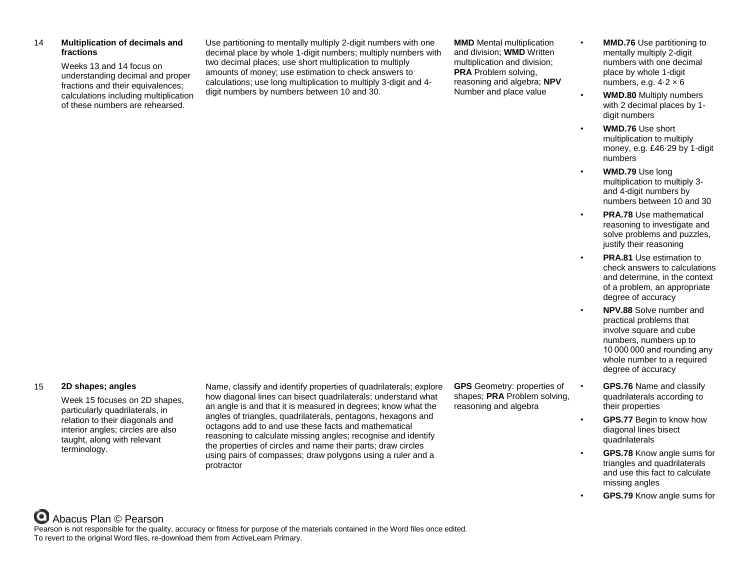| Week | Topic | Summary | Strands | Objectives |
|---|---|---|---|---|
| 14 | **Multiplication of decimals and fractions**<br><br>Weeks 13 and 14 focus on understanding decimal and proper fractions and their equivalences; calculations including multiplication of these numbers are rehearsed. | Use partitioning to mentally multiply 2-digit numbers with one decimal place by whole 1-digit numbers; multiply numbers with two decimal places; use short multiplication to multiply amounts of money; use estimation to check answers to calculations; use long multiplication to multiply 3-digit and 4-digit numbers by numbers between 10 and 30. | **MMD** Mental multiplication and division; **WMD** Written multiplication and division; **PRA** Problem solving, reasoning and algebra; **NPV** Number and place value | • **MMD.76** Use partitioning to mentally multiply 2-digit numbers with one decimal place by whole 1-digit numbers, e.g. 4·2 × 6<br>• **WMD.80** Multiply numbers with 2 decimal places by 1-digit numbers<br>• **WMD.76** Use short multiplication to multiply money, e.g. £46·29 by 1-digit numbers<br>• **WMD.79** Use long multiplication to multiply 3- and 4-digit numbers by numbers between 10 and 30<br>• **PRA.78** Use mathematical reasoning to investigate and solve problems and puzzles, justify their reasoning<br>• **PRA.81** Use estimation to check answers to calculations and determine, in the context of a problem, an appropriate degree of accuracy<br>• **NPV.88** Solve number and practical problems that involve square and cube numbers, numbers up to 10 000 000 and rounding any whole number to a required degree of accuracy |
| 15 | **2D shapes; angles**<br><br>Week 15 focuses on 2D shapes, particularly quadrilaterals, in relation to their diagonals and interior angles; circles are also taught, along with relevant terminology. | Name, classify and identify properties of quadrilaterals; explore how diagonal lines can bisect quadrilaterals; understand what an angle is and that it is measured in degrees; know what the angles of triangles, quadrilaterals, pentagons, hexagons and octagons add to and use these facts and mathematical reasoning to calculate missing angles; recognise and identify the properties of circles and name their parts; draw circles using pairs of compasses; draw polygons using a ruler and a protractor | **GPS** Geometry: properties of shapes; **PRA** Problem solving, reasoning and algebra | • **GPS.76** Name and classify quadrilaterals according to their properties<br>• **GPS.77** Begin to know how diagonal lines bisect quadrilaterals<br>• **GPS.78** Know angle sums for triangles and quadrilaterals and use this fact to calculate missing angles<br>• **GPS.79** Know angle sums for |

Abacus Plan © Pearson

Pearson is not responsible for the quality, accuracy or fitness for purpose of the materials contained in the Word files once edited.
To revert to the original Word files, re-download them from ActiveLearn Primary.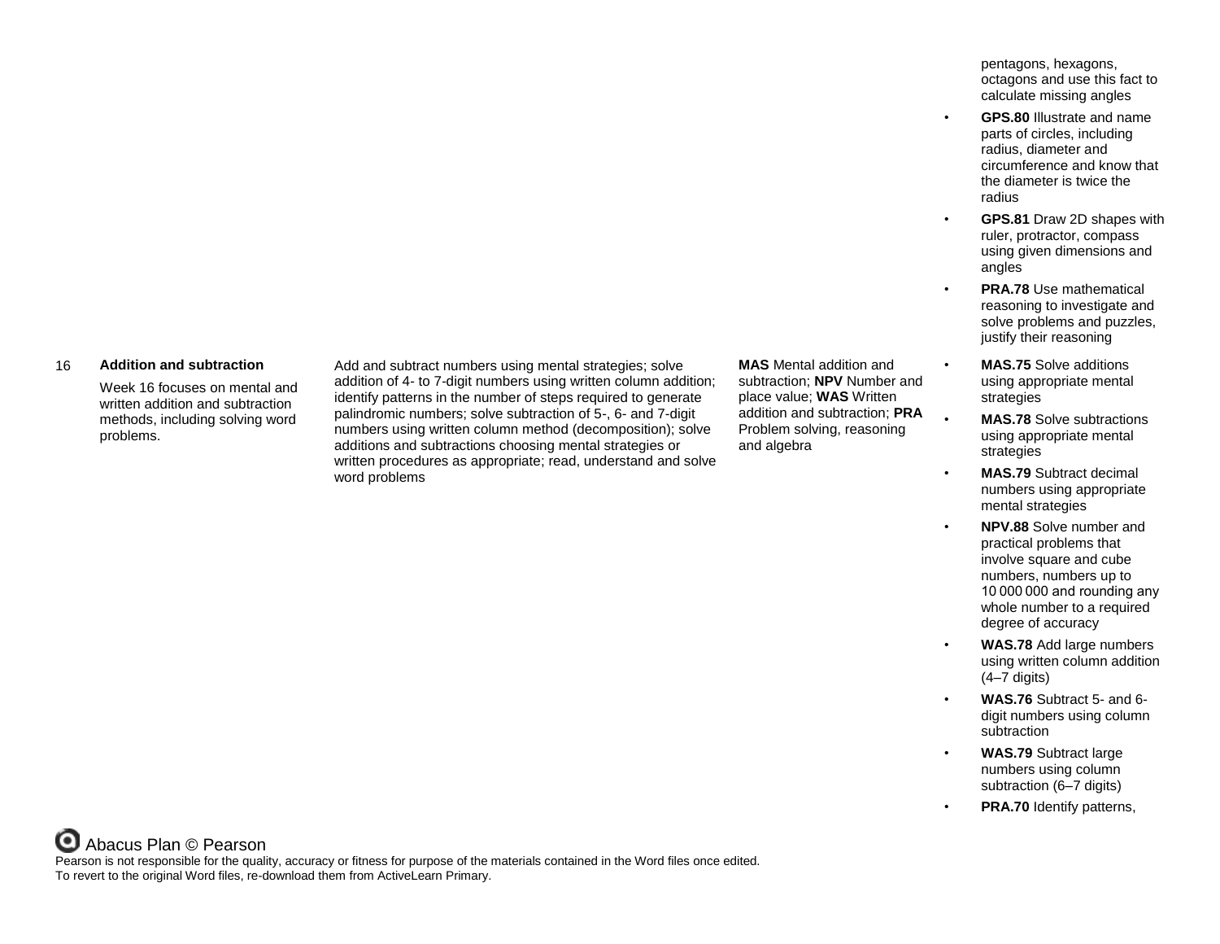| | | | | |
|---|---|---|---|---|
| | | | | pentagons, hexagons, octagons and use this fact to calculate missing angles<br>• **GPS.80** Illustrate and name parts of circles, including radius, diameter and circumference and know that the diameter is twice the radius<br>• **GPS.81** Draw 2D shapes with ruler, protractor, compass using given dimensions and angles<br>• **PRA.78** Use mathematical reasoning to investigate and solve problems and puzzles, justify their reasoning |
| 16 | **Addition and subtraction**<br>Week 16 focuses on mental and written addition and subtraction methods, including solving word problems. | Add and subtract numbers using mental strategies; solve addition of 4- to 7-digit numbers using written column addition; identify patterns in the number of steps required to generate palindromic numbers; solve subtraction of 5-, 6- and 7-digit numbers using written column method (decomposition); solve additions and subtractions choosing mental strategies or written procedures as appropriate; read, understand and solve word problems | **MAS** Mental addition and subtraction; **NPV** Number and place value; **WAS** Written addition and subtraction; **PRA** Problem solving, reasoning and algebra | • **MAS.75** Solve additions using appropriate mental strategies<br>• **MAS.78** Solve subtractions using appropriate mental strategies<br>• **MAS.79** Subtract decimal numbers using appropriate mental strategies<br>• **NPV.88** Solve number and practical problems that involve square and cube numbers, numbers up to 10 000 000 and rounding any whole number to a required degree of accuracy<br>• **WAS.78** Add large numbers using written column addition (4–7 digits)<br>• **WAS.76** Subtract 5- and 6-digit numbers using column subtraction<br>• **WAS.79** Subtract large numbers using column subtraction (6–7 digits)<br>• **PRA.70** Identify patterns, |

Abacus Plan © Pearson
Pearson is not responsible for the quality, accuracy or fitness for purpose of the materials contained in the Word files once edited.
To revert to the original Word files, re-download them from ActiveLearn Primary.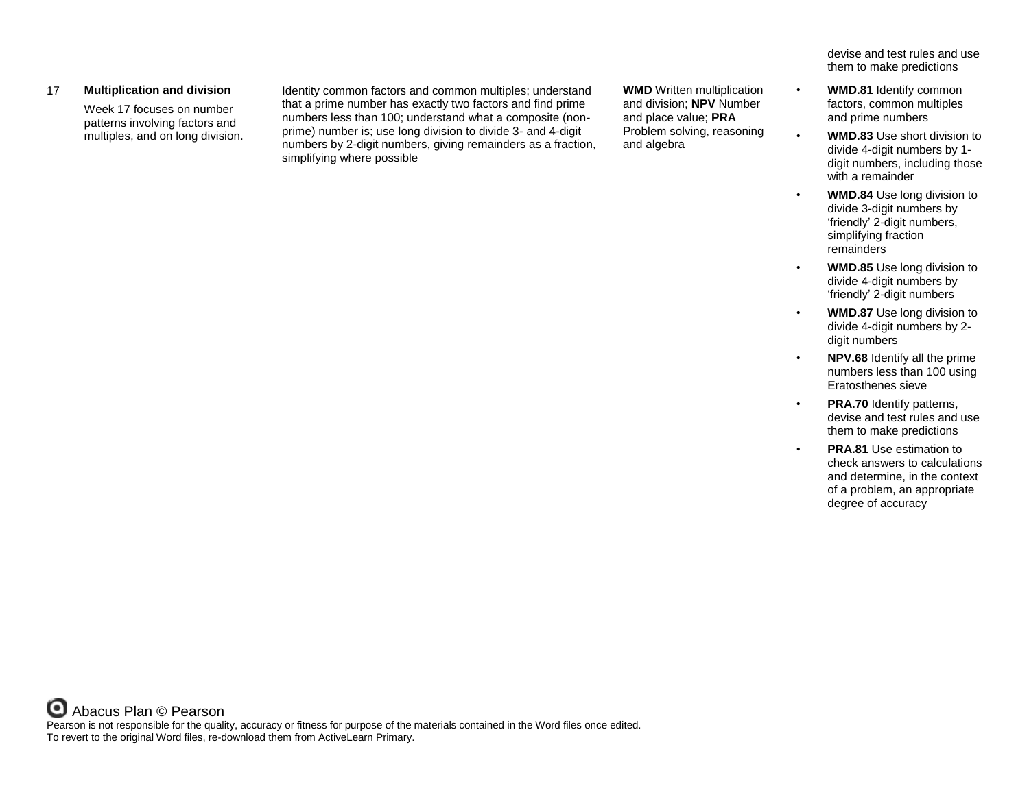| | | | | |
|---|---|---|---|---|
| | | | | devise and test rules and use them to make predictions |
| 17 | **Multiplication and division**<br><br>Week 17 focuses on number patterns involving factors and multiples, and on long division. | Identity common factors and common multiples; understand that a prime number has exactly two factors and find prime numbers less than 100; understand what a composite (non-prime) number is; use long division to divide 3- and 4-digit numbers by 2-digit numbers, giving remainders as a fraction, simplifying where possible | **WMD** Written multiplication and division; **NPV** Number and place value; **PRA** Problem solving, reasoning and algebra | • **WMD.81** Identify common factors, common multiples and prime numbers<br>• **WMD.83** Use short division to divide 4-digit numbers by 1-digit numbers, including those with a remainder<br>• **WMD.84** Use long division to divide 3-digit numbers by 'friendly' 2-digit numbers, simplifying fraction remainders<br>• **WMD.85** Use long division to divide 4-digit numbers by 'friendly' 2-digit numbers<br>• **WMD.87** Use long division to divide 4-digit numbers by 2-digit numbers<br>• **NPV.68** Identify all the prime numbers less than 100 using Eratosthenes sieve<br>• **PRA.70** Identify patterns, devise and test rules and use them to make predictions<br>• **PRA.81** Use estimation to check answers to calculations and determine, in the context of a problem, an appropriate degree of accuracy |

Abacus Plan © Pearson

Pearson is not responsible for the quality, accuracy or fitness for purpose of the materials contained in the Word files once edited.
To revert to the original Word files, re-download them from ActiveLearn Primary.